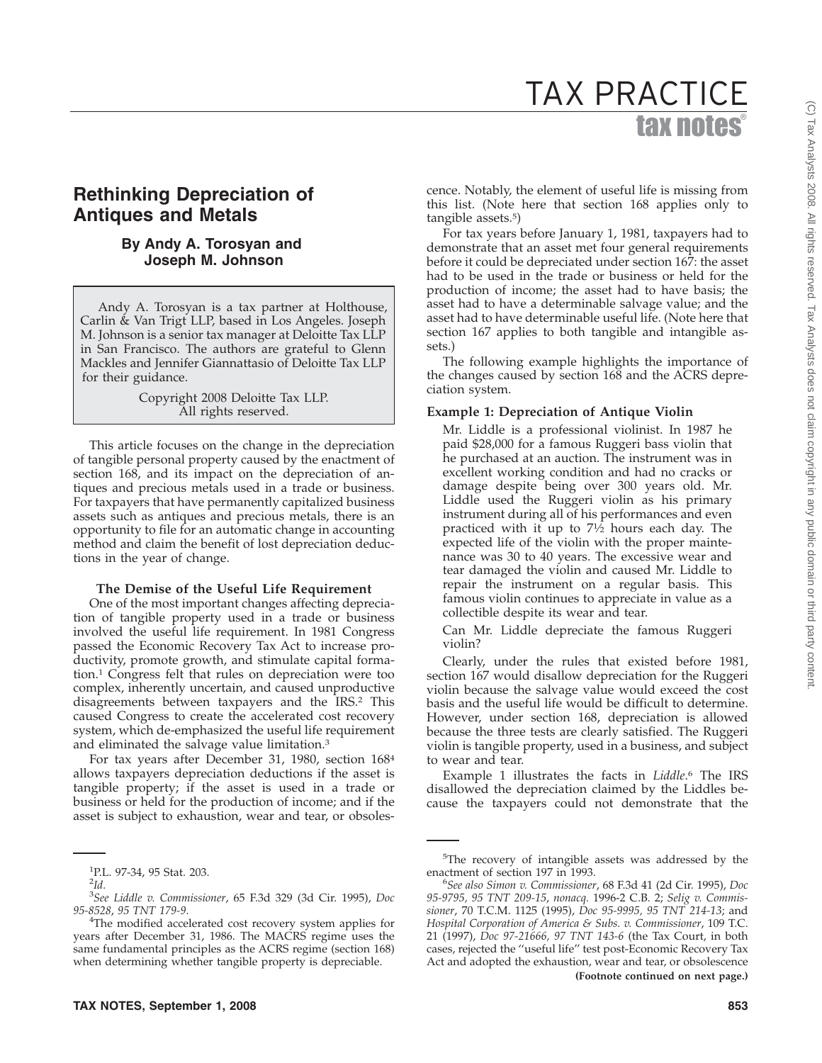# Rethinking Depreciation of Antiques and Metals

**By Andy A. Torosyan and Joseph M. Johnson**

Andy A. Torosyan is a tax partner at Holthouse, Carlin & Van Trigt LLP, based in Los Angeles. Joseph M. Johnson is a senior tax manager at Deloitte Tax LLP in San Francisco. The authors are grateful to Glenn Mackles and Jennifer Giannattasio of Deloitte Tax LLP for their guidance.

Copyright 2008 Deloitte Tax LLP. All rights reserved.

This article focuses on the change in the depreciation of tangible personal property caused by the enactment of section 168, and its impact on the depreciation of antiques and precious metals used in a trade or business. For taxpayers that have permanently capitalized business assets such as antiques and precious metals, there is an opportunity to file for an automatic change in accounting method and claim the benefit of lost depreciation deductions in the year of change.

## The Demise of the Useful Life Requirement

One of the most important changes affecting depreciation of tangible property used in a trade or business involved the useful life requirement. In 1981 Congress passed the Economic Recovery Tax Act to increase productivity, promote growth, and stimulate capital formation.[1] Congress felt that rules on depreciation were too complex, inherently uncertain, and caused unproductive disagreements between taxpayers and the IRS.[2] This caused Congress to create the accelerated cost recovery system, which de-emphasized the useful life requirement and eliminated the salvage value limitation.[3]

For tax years after December 31, 1980, section 168[4] allows taxpayers depreciation deductions if the asset is tangible property; if the asset is used in a trade or business or held for the production of income; and if the asset is subject to exhaustion, wear and tear, or obsolescence. Notably, the element of useful life is missing from this list. (Note here that section 168 applies only to tangible assets.[5])

For tax years before January 1, 1981, taxpayers had to demonstrate that an asset met four general requirements before it could be depreciated under section 167: the asset had to be used in the trade or business or held for the production of income; the asset had to have basis; the asset had to have a determinable salvage value; and the asset had to have determinable useful life. (Note here that section 167 applies to both tangible and intangible assets.)

The following example highlights the importance of the changes caused by section 168 and the ACRS depreciation system.

**Example 1: Depreciation of Antique Violin**

> Mr. Liddle is a professional violinist. In 1987 he paid $28,000 for a famous Ruggeri bass violin that he purchased at an auction. The instrument was in excellent working condition and had no cracks or damage despite being over 300 years old. Mr. Liddle used the Ruggeri violin as his primary instrument during all of his performances and even practiced with it up to 7½ hours each day. The expected life of the violin with the proper maintenance was 30 to 40 years. The excessive wear and tear damaged the violin and caused Mr. Liddle to repair the instrument on a regular basis. This famous violin continues to appreciate in value as a collectible despite its wear and tear.
>
> Can Mr. Liddle depreciate the famous Ruggeri violin?

Clearly, under the rules that existed before 1981, section 167 would disallow depreciation for the Ruggeri violin because the salvage value would exceed the cost basis and the useful life would be difficult to determine. However, under section 168, depreciation is allowed because the three tests are clearly satisfied. The Ruggeri violin is tangible property, used in a business, and subject to wear and tear.

Example 1 illustrates the facts in *Liddle*.[6] The IRS disallowed the depreciation claimed by the Liddles because the taxpayers could not demonstrate that the

---

[1] P.L. 97-34, 95 Stat. 203.

[2] *Id.*

[3] *See Liddle v. Commissioner*, 65 F.3d 329 (3d Cir. 1995), *Doc 95-8528*, *95 TNT 179-9*.

[4] The modified accelerated cost recovery system applies for years after December 31, 1986. The MACRS regime uses the same fundamental principles as the ACRS regime (section 168) when determining whether tangible property is depreciable.

[5] The recovery of intangible assets was addressed by the enactment of section 197 in 1993.

[6] *See also Simon v. Commissioner*, 68 F.3d 41 (2d Cir. 1995), *Doc 95-9795*, *95 TNT 209-15*, *nonacq.* 1996-2 C.B. 2; *Selig v. Commissioner*, 70 T.C.M. 1125 (1995), *Doc 95-9995*, *95 TNT 214-13*; and *Hospital Corporation of America & Subs. v. Commissioner*, 109 T.C. 21 (1997), *Doc 97-21666*, *97 TNT 143-6* (the Tax Court, in both cases, rejected the "useful life" test post-Economic Recovery Tax Act and adopted the exhaustion, wear and tear, or obsolescence **(Footnote continued on next page.)**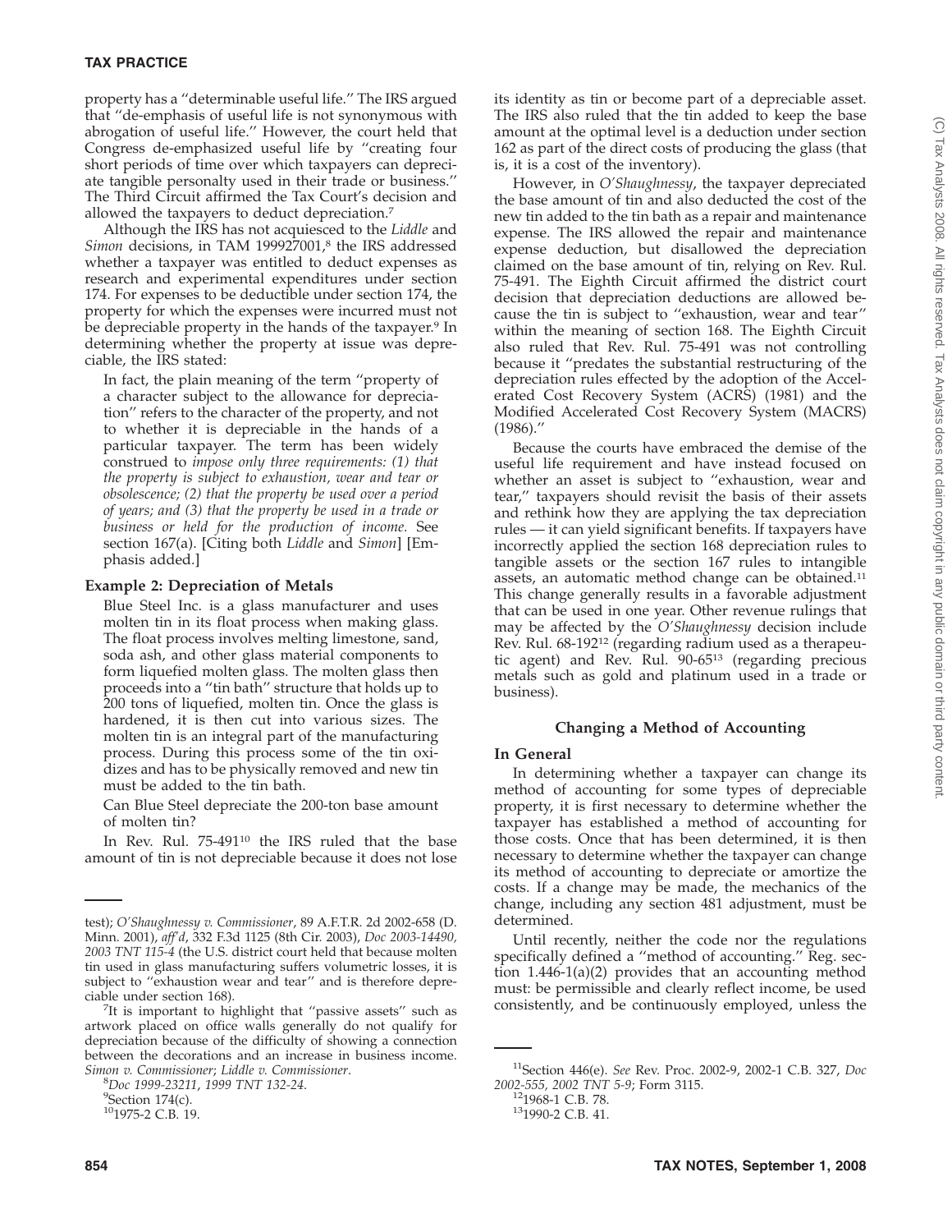property has a ''determinable useful life.'' The IRS argued that ''de-emphasis of useful life is not synonymous with abrogation of useful life.'' However, the court held that Congress de-emphasized useful life by ''creating four short periods of time over which taxpayers can depreciate tangible personalty used in their trade or business.'' The Third Circuit affirmed the Tax Court's decision and allowed the taxpayers to deduct depreciation.[7]

Although the IRS has not acquiesced to the *Liddle* and *Simon* decisions, in TAM 199927001,[8] the IRS addressed whether a taxpayer was entitled to deduct expenses as research and experimental expenditures under section 174. For expenses to be deductible under section 174, the property for which the expenses were incurred must not be depreciable property in the hands of the taxpayer.[9] In determining whether the property at issue was depreciable, the IRS stated:

> In fact, the plain meaning of the term ''property of a character subject to the allowance for depreciation'' refers to the character of the property, and not to whether it is depreciable in the hands of a particular taxpayer. The term has been widely construed to *impose only three requirements: (1) that the property is subject to exhaustion, wear and tear or obsolescence; (2) that the property be used over a period of years; and (3) that the property be used in a trade or business or held for the production of income.* See section 167(a). [Citing both *Liddle* and *Simon*] [Emphasis added.]

**Example 2: Depreciation of Metals**

> Blue Steel Inc. is a glass manufacturer and uses molten tin in its float process when making glass. The float process involves melting limestone, sand, soda ash, and other glass material components to form liquefied molten glass. The molten glass then proceeds into a ''tin bath'' structure that holds up to 200 tons of liquefied, molten tin. Once the glass is hardened, it is then cut into various sizes. The molten tin is an integral part of the manufacturing process. During this process some of the tin oxidizes and has to be physically removed and new tin must be added to the tin bath.
>
> Can Blue Steel depreciate the 200-ton base amount of molten tin?

In Rev. Rul. 75-491[10] the IRS ruled that the base amount of tin is not depreciable because it does not lose its identity as tin or become part of a depreciable asset. The IRS also ruled that the tin added to keep the base amount at the optimal level is a deduction under section 162 as part of the direct costs of producing the glass (that is, it is a cost of the inventory).

However, in *O'Shaughnessy*, the taxpayer depreciated the base amount of tin and also deducted the cost of the new tin added to the tin bath as a repair and maintenance expense. The IRS allowed the repair and maintenance expense deduction, but disallowed the depreciation claimed on the base amount of tin, relying on Rev. Rul. 75-491. The Eighth Circuit affirmed the district court decision that depreciation deductions are allowed because the tin is subject to ''exhaustion, wear and tear'' within the meaning of section 168. The Eighth Circuit also ruled that Rev. Rul. 75-491 was not controlling because it ''predates the substantial restructuring of the depreciation rules effected by the adoption of the Accelerated Cost Recovery System (ACRS) (1981) and the Modified Accelerated Cost Recovery System (MACRS) (1986).''

Because the courts have embraced the demise of the useful life requirement and have instead focused on whether an asset is subject to ''exhaustion, wear and tear,'' taxpayers should revisit the basis of their assets and rethink how they are applying the tax depreciation rules — it can yield significant benefits. If taxpayers have incorrectly applied the section 168 depreciation rules to tangible assets or the section 167 rules to intangible assets, an automatic method change can be obtained.[11] This change generally results in a favorable adjustment that can be used in one year. Other revenue rulings that may be affected by the *O'Shaughnessy* decision include Rev. Rul. 68-192[12] (regarding radium used as a therapeutic agent) and Rev. Rul. 90-65[13] (regarding precious metals such as gold and platinum used in a trade or business).

## Changing a Method of Accounting

### In General

In determining whether a taxpayer can change its method of accounting for some types of depreciable property, it is first necessary to determine whether the taxpayer has established a method of accounting for those costs. Once that has been determined, it is then necessary to determine whether the taxpayer can change its method of accounting to depreciate or amortize the costs. If a change may be made, the mechanics of the change, including any section 481 adjustment, must be determined.

Until recently, neither the code nor the regulations specifically defined a ''method of accounting.'' Reg. section 1.446-1(a)(2) provides that an accounting method must: be permissible and clearly reflect income, be used consistently, and be continuously employed, unless the

---

test); *O'Shaughnessy v. Commissioner*, 89 A.F.T.R. 2d 2002-658 (D. Minn. 2001), *aff'd*, 332 F.3d 1125 (8th Cir. 2003), *Doc 2003-14490, 2003 TNT 115-4* (the U.S. district court held that because molten tin used in glass manufacturing suffers volumetric losses, it is subject to ''exhaustion wear and tear'' and is therefore depreciable under section 168).

[7]It is important to highlight that ''passive assets'' such as artwork placed on office walls generally do not qualify for depreciation because of the difficulty of showing a connection between the decorations and an increase in business income. *Simon v. Commissioner*; *Liddle v. Commissioner*.

[8]*Doc 1999-23211*, *1999 TNT 132-24*.

[9]Section 174(c).

[10]1975-2 C.B. 19.

[11]Section 446(e). *See* Rev. Proc. 2002-9, 2002-1 C.B. 327, *Doc 2002-555, 2002 TNT 5-9*; Form 3115.

[12]1968-1 C.B. 78.

[13]1990-2 C.B. 41.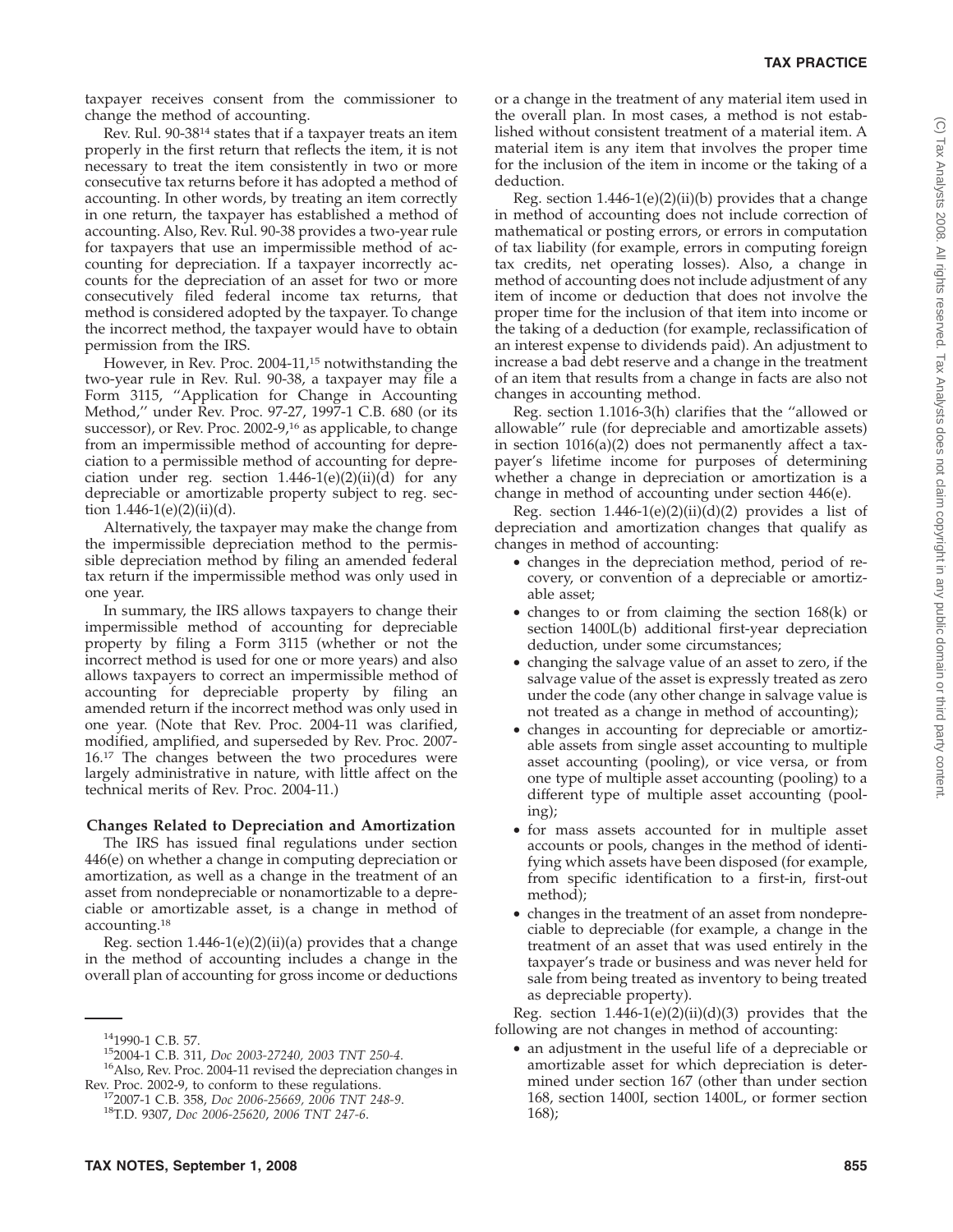taxpayer receives consent from the commissioner to change the method of accounting.

Rev. Rul. 90-38[14] states that if a taxpayer treats an item properly in the first return that reflects the item, it is not necessary to treat the item consistently in two or more consecutive tax returns before it has adopted a method of accounting. In other words, by treating an item correctly in one return, the taxpayer has established a method of accounting. Also, Rev. Rul. 90-38 provides a two-year rule for taxpayers that use an impermissible method of accounting for depreciation. If a taxpayer incorrectly accounts for the depreciation of an asset for two or more consecutively filed federal income tax returns, that method is considered adopted by the taxpayer. To change the incorrect method, the taxpayer would have to obtain permission from the IRS.

However, in Rev. Proc. 2004-11,[15] notwithstanding the two-year rule in Rev. Rul. 90-38, a taxpayer may file a Form 3115, ''Application for Change in Accounting Method,'' under Rev. Proc. 97-27, 1997-1 C.B. 680 (or its successor), or Rev. Proc. 2002-9,[16] as applicable, to change from an impermissible method of accounting for depreciation to a permissible method of accounting for depreciation under reg. section 1.446-1(e)(2)(ii)(d) for any depreciable or amortizable property subject to reg. section 1.446-1(e)(2)(ii)(d).

Alternatively, the taxpayer may make the change from the impermissible depreciation method to the permissible depreciation method by filing an amended federal tax return if the impermissible method was only used in one year.

In summary, the IRS allows taxpayers to change their impermissible method of accounting for depreciable property by filing a Form 3115 (whether or not the incorrect method is used for one or more years) and also allows taxpayers to correct an impermissible method of accounting for depreciable property by filing an amended return if the incorrect method was only used in one year. (Note that Rev. Proc. 2004-11 was clarified, modified, amplified, and superseded by Rev. Proc. 2007-16.[17] The changes between the two procedures were largely administrative in nature, with little affect on the technical merits of Rev. Proc. 2004-11.)

### Changes Related to Depreciation and Amortization

The IRS has issued final regulations under section 446(e) on whether a change in computing depreciation or amortization, as well as a change in the treatment of an asset from nondepreciable or nonamortizable to a depreciable or amortizable asset, is a change in method of accounting.[18]

Reg. section 1.446-1(e)(2)(ii)(a) provides that a change in the method of accounting includes a change in the overall plan of accounting for gross income or deductions or a change in the treatment of any material item used in the overall plan. In most cases, a method is not established without consistent treatment of a material item. A material item is any item that involves the proper time for the inclusion of the item in income or the taking of a deduction.

Reg. section 1.446-1(e)(2)(ii)(b) provides that a change in method of accounting does not include correction of mathematical or posting errors, or errors in computation of tax liability (for example, errors in computing foreign tax credits, net operating losses). Also, a change in method of accounting does not include adjustment of any item of income or deduction that does not involve the proper time for the inclusion of that item into income or the taking of a deduction (for example, reclassification of an interest expense to dividends paid). An adjustment to increase a bad debt reserve and a change in the treatment of an item that results from a change in facts are also not changes in accounting method.

Reg. section 1.1016-3(h) clarifies that the ''allowed or allowable'' rule (for depreciable and amortizable assets) in section 1016(a)(2) does not permanently affect a taxpayer's lifetime income for purposes of determining whether a change in depreciation or amortization is a change in method of accounting under section 446(e).

Reg. section 1.446-1(e)(2)(ii)(d)(2) provides a list of depreciation and amortization changes that qualify as changes in method of accounting:

- changes in the depreciation method, period of recovery, or convention of a depreciable or amortizable asset;
- changes to or from claiming the section 168(k) or section 1400L(b) additional first-year depreciation deduction, under some circumstances;
- changing the salvage value of an asset to zero, if the salvage value of the asset is expressly treated as zero under the code (any other change in salvage value is not treated as a change in method of accounting);
- changes in accounting for depreciable or amortizable assets from single asset accounting to multiple asset accounting (pooling), or vice versa, or from one type of multiple asset accounting (pooling) to a different type of multiple asset accounting (pooling);
- for mass assets accounted for in multiple asset accounts or pools, changes in the method of identifying which assets have been disposed (for example, from specific identification to a first-in, first-out method);
- changes in the treatment of an asset from nondepreciable to depreciable (for example, a change in the treatment of an asset that was used entirely in the taxpayer's trade or business and was never held for sale from being treated as inventory to being treated as depreciable property).

Reg. section 1.446-1(e)(2)(ii)(d)(3) provides that the following are not changes in method of accounting:

- an adjustment in the useful life of a depreciable or amortizable asset for which depreciation is determined under section 167 (other than under section 168, section 1400I, section 1400L, or former section 168);

---

[14] 1990-1 C.B. 57.

[15] 2004-1 C.B. 311, *Doc 2003-27240, 2003 TNT 250-4*.

[16] Also, Rev. Proc. 2004-11 revised the depreciation changes in Rev. Proc. 2002-9, to conform to these regulations.

[17] 2007-1 C.B. 358, *Doc 2006-25669, 2006 TNT 248-9*.

[18] T.D. 9307, *Doc 2006-25620, 2006 TNT 247-6*.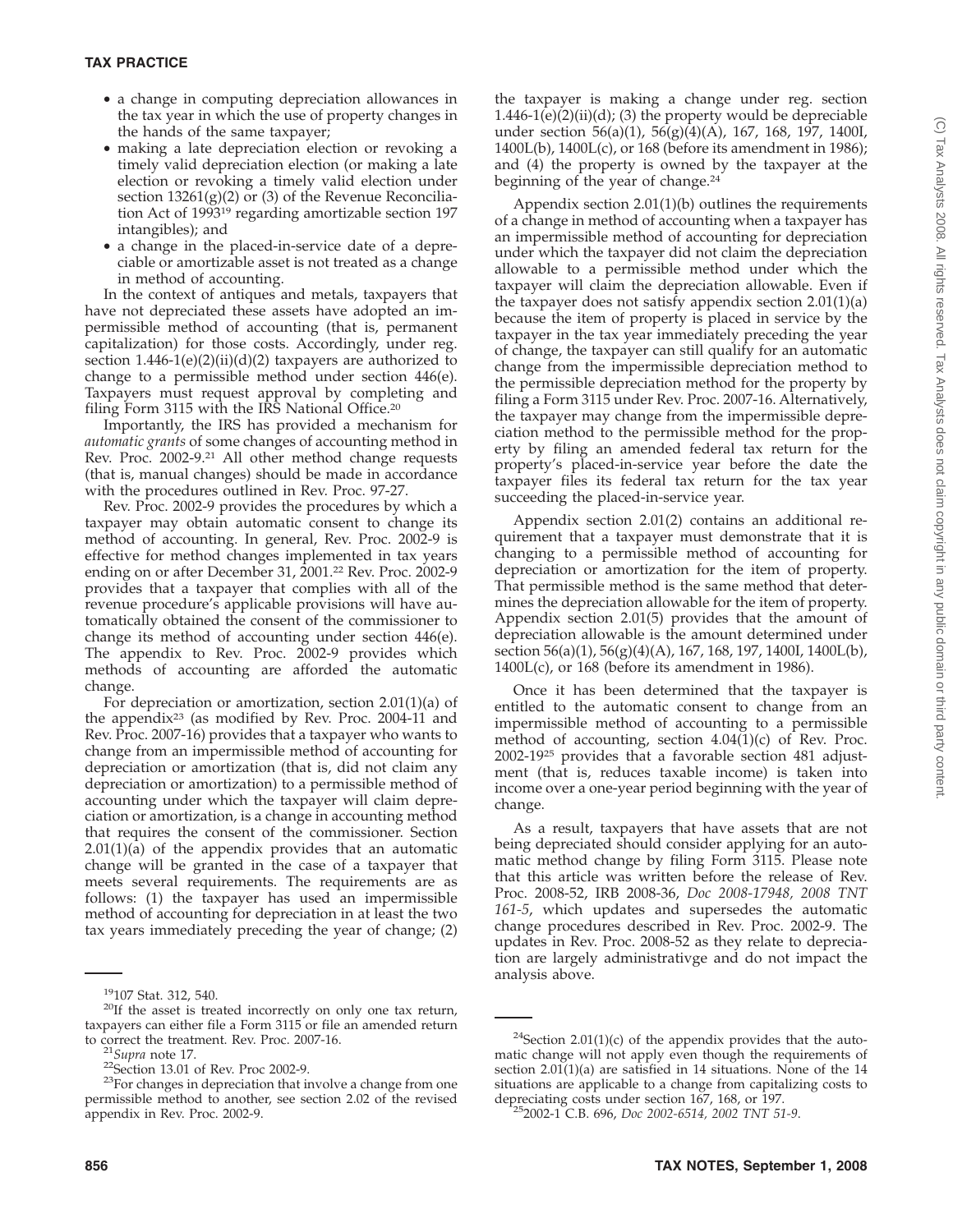- a change in computing depreciation allowances in the tax year in which the use of property changes in the hands of the same taxpayer;
- making a late depreciation election or revoking a timely valid depreciation election (or making a late election or revoking a timely valid election under section 13261(g)(2) or (3) of the Revenue Reconciliation Act of 1993[19] regarding amortizable section 197 intangibles); and
- a change in the placed-in-service date of a depreciable or amortizable asset is not treated as a change in method of accounting.

In the context of antiques and metals, taxpayers that have not depreciated these assets have adopted an impermissible method of accounting (that is, permanent capitalization) for those costs. Accordingly, under reg. section 1.446-1(e)(2)(ii)(d)(2) taxpayers are authorized to change to a permissible method under section 446(e). Taxpayers must request approval by completing and filing Form 3115 with the IRS National Office.[20]

Importantly, the IRS has provided a mechanism for *automatic grants* of some changes of accounting method in Rev. Proc. 2002-9.[21] All other method change requests (that is, manual changes) should be made in accordance with the procedures outlined in Rev. Proc. 97-27.

Rev. Proc. 2002-9 provides the procedures by which a taxpayer may obtain automatic consent to change its method of accounting. In general, Rev. Proc. 2002-9 is effective for method changes implemented in tax years ending on or after December 31, 2001.[22] Rev. Proc. 2002-9 provides that a taxpayer that complies with all of the revenue procedure's applicable provisions will have automatically obtained the consent of the commissioner to change its method of accounting under section 446(e). The appendix to Rev. Proc. 2002-9 provides which methods of accounting are afforded the automatic change.

For depreciation or amortization, section 2.01(1)(a) of the appendix[23] (as modified by Rev. Proc. 2004-11 and Rev. Proc. 2007-16) provides that a taxpayer who wants to change from an impermissible method of accounting for depreciation or amortization (that is, did not claim any depreciation or amortization) to a permissible method of accounting under which the taxpayer will claim depreciation or amortization, is a change in accounting method that requires the consent of the commissioner. Section 2.01(1)(a) of the appendix provides that an automatic change will be granted in the case of a taxpayer that meets several requirements. The requirements are as follows: (1) the taxpayer has used an impermissible method of accounting for depreciation in at least the two tax years immediately preceding the year of change; (2) the taxpayer is making a change under reg. section 1.446-1(e)(2)(ii)(d); (3) the property would be depreciable under section 56(a)(1), 56(g)(4)(A), 167, 168, 197, 1400I, 1400L(b), 1400L(c), or 168 (before its amendment in 1986); and (4) the property is owned by the taxpayer at the beginning of the year of change.[24]

Appendix section 2.01(1)(b) outlines the requirements of a change in method of accounting when a taxpayer has an impermissible method of accounting for depreciation under which the taxpayer did not claim the depreciation allowable to a permissible method under which the taxpayer will claim the depreciation allowable. Even if the taxpayer does not satisfy appendix section 2.01(1)(a) because the item of property is placed in service by the taxpayer in the tax year immediately preceding the year of change, the taxpayer can still qualify for an automatic change from the impermissible depreciation method to the permissible depreciation method for the property by filing a Form 3115 under Rev. Proc. 2007-16. Alternatively, the taxpayer may change from the impermissible depreciation method to the permissible method for the property by filing an amended federal tax return for the property's placed-in-service year before the date the taxpayer files its federal tax return for the tax year succeeding the placed-in-service year.

Appendix section 2.01(2) contains an additional requirement that a taxpayer must demonstrate that it is changing to a permissible method of accounting for depreciation or amortization for the item of property. That permissible method is the same method that determines the depreciation allowable for the item of property. Appendix section 2.01(5) provides that the amount of depreciation allowable is the amount determined under section 56(a)(1), 56(g)(4)(A), 167, 168, 197, 1400I, 1400L(b), 1400L(c), or 168 (before its amendment in 1986).

Once it has been determined that the taxpayer is entitled to the automatic consent to change from an impermissible method of accounting to a permissible method of accounting, section 4.04(1)(c) of Rev. Proc. 2002-19[25] provides that a favorable section 481 adjustment (that is, reduces taxable income) is taken into income over a one-year period beginning with the year of change.

As a result, taxpayers that have assets that are not being depreciated should consider applying for an automatic method change by filing Form 3115. Please note that this article was written before the release of Rev. Proc. 2008-52, IRB 2008-36, *Doc 2008-17948, 2008 TNT 161-5*, which updates and supersedes the automatic change procedures described in Rev. Proc. 2002-9. The updates in Rev. Proc. 2008-52 as they relate to depreciation are largely administrativge and do not impact the analysis above.

---

[19] 107 Stat. 312, 540.

[20] If the asset is treated incorrectly on only one tax return, taxpayers can either file a Form 3115 or file an amended return to correct the treatment. Rev. Proc. 2007-16.

[21] *Supra* note 17.

[22] Section 13.01 of Rev. Proc 2002-9.

[23] For changes in depreciation that involve a change from one permissible method to another, see section 2.02 of the revised appendix in Rev. Proc. 2002-9.

[24] Section 2.01(1)(c) of the appendix provides that the automatic change will not apply even though the requirements of section 2.01(1)(a) are satisfied in 14 situations. None of the 14 situations are applicable to a change from capitalizing costs to depreciating costs under section 167, 168, or 197.

[25] 2002-1 C.B. 696, *Doc 2002-6514, 2002 TNT 51-9*.